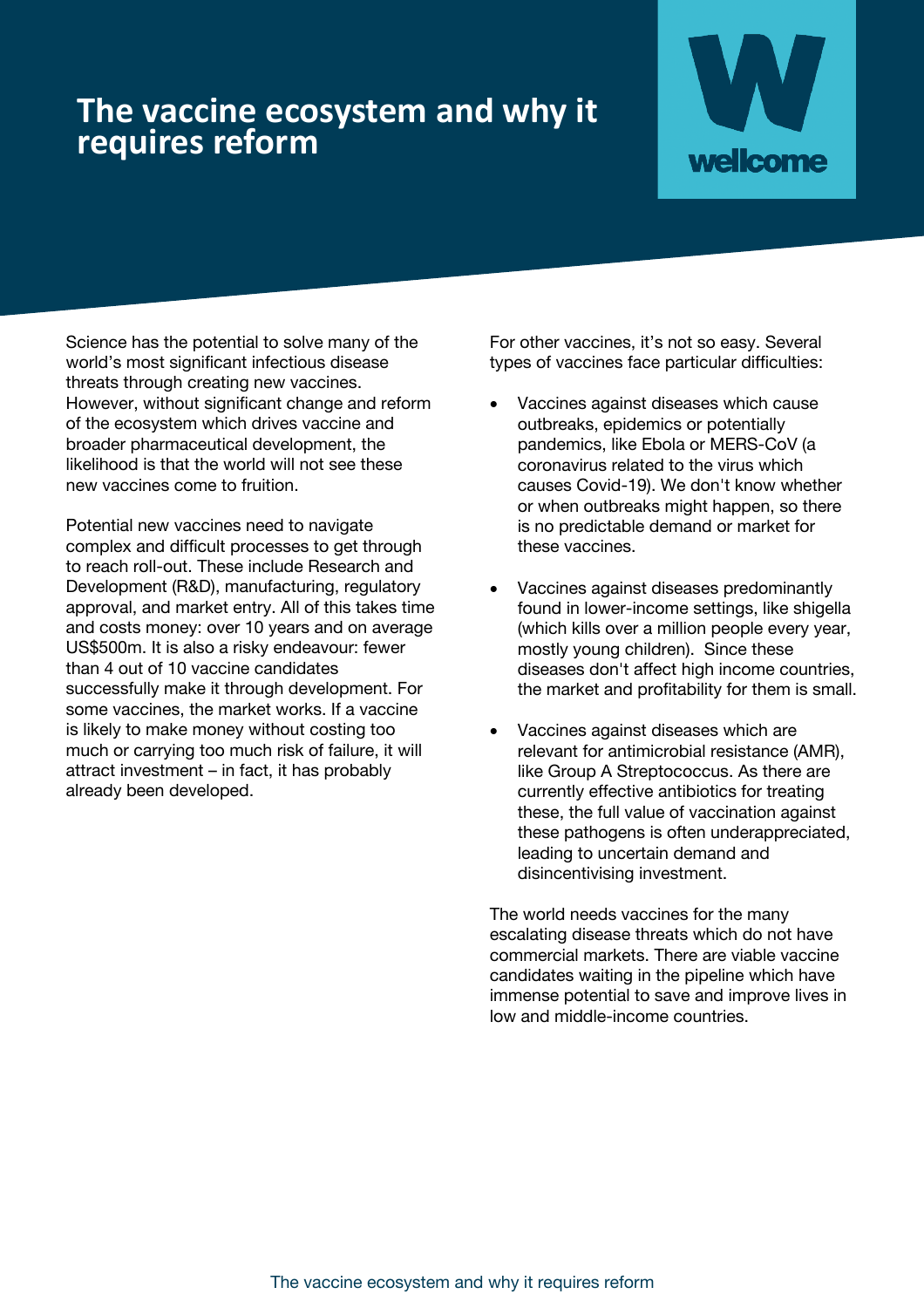# The vaccine ecosystem and why it requires reform

Science has the potential to solve many of the world's most significant infectious disease threats through creating new vaccines. However, without significant change and reform of the ecosystem which drives vaccine and broader pharmaceutical development, the likelihood is that the world will not see these new vaccines come to fruition.

Potential new vaccines need to navigate complex and difficult processes to get through to reach roll-out. These include Research and Development (R&D), manufacturing, regulatory approval, and market entry. All of this takes time and costs money: over 10 years and on average US$500m. It is also a risky endeavour: fewer than 4 out of 10 vaccine candidates successfully make it through development. For some vaccines, the market works. If a vaccine is likely to make money without costing too much or carrying too much risk of failure, it will attract investment – in fact, it has probably already been developed.

For other vaccines, it's not so easy. Several types of vaccines face particular difficulties:

- Vaccines against diseases which cause outbreaks, epidemics or potentially pandemics, like Ebola or MERS-CoV (a coronavirus related to the virus which causes Covid-19). We don't know whether or when outbreaks might happen, so there is no predictable demand or market for these vaccines.
- Vaccines against diseases predominantly found in lower-income settings, like shigella (which kills over a million people every year, mostly young children). Since these diseases don't affect high income countries, the market and profitability for them is small.
- Vaccines against diseases which are relevant for antimicrobial resistance (AMR), like Group A Streptococcus. As there are currently effective antibiotics for treating these, the full value of vaccination against these pathogens is often underappreciated, leading to uncertain demand and disincentivising investment.

The world needs vaccines for the many escalating disease threats which do not have commercial markets. There are viable vaccine candidates waiting in the pipeline which have immense potential to save and improve lives in low and middle-income countries.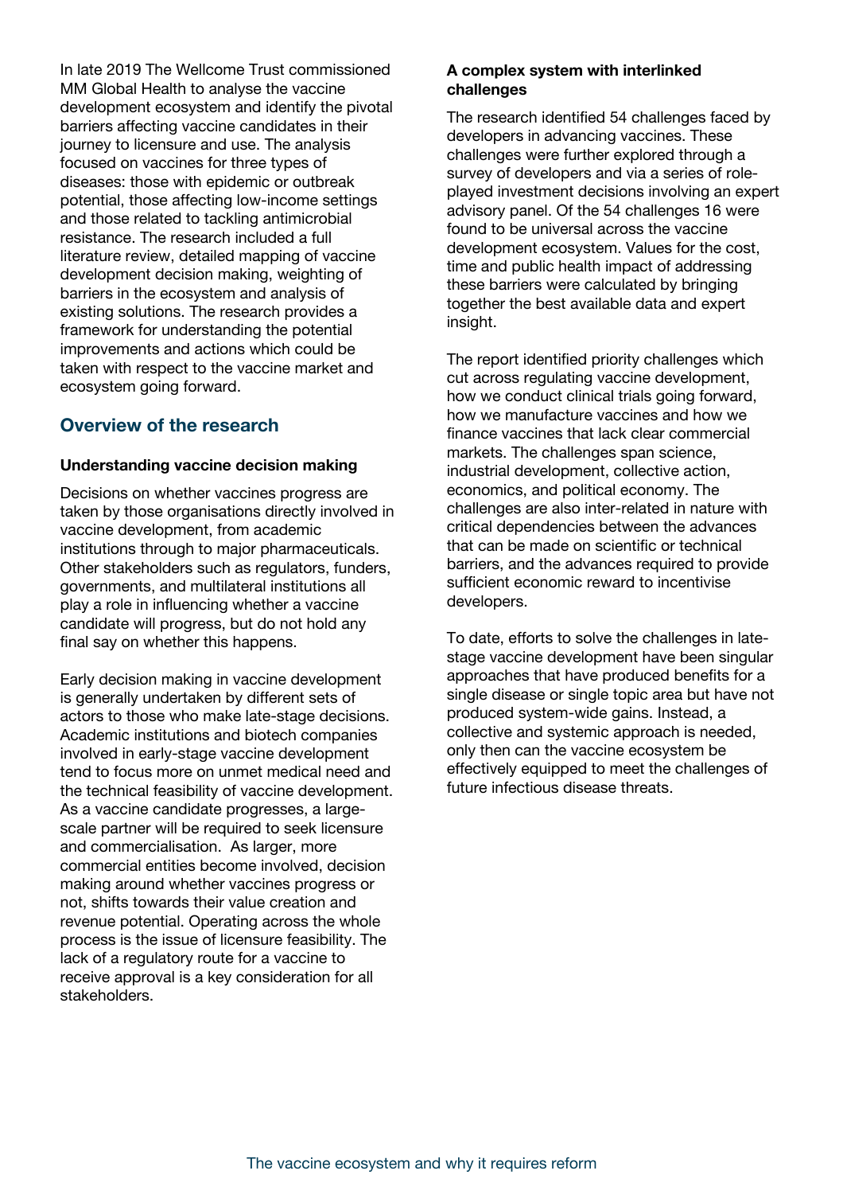In late 2019 The Wellcome Trust commissioned MM Global Health to analyse the vaccine development ecosystem and identify the pivotal barriers affecting vaccine candidates in their journey to licensure and use. The analysis focused on vaccines for three types of diseases: those with epidemic or outbreak potential, those affecting low-income settings and those related to tackling antimicrobial resistance. The research included a full literature review, detailed mapping of vaccine development decision making, weighting of barriers in the ecosystem and analysis of existing solutions. The research provides a framework for understanding the potential improvements and actions which could be taken with respect to the vaccine market and ecosystem going forward.

## Overview of the research

### Understanding vaccine decision making

Decisions on whether vaccines progress are taken by those organisations directly involved in vaccine development, from academic institutions through to major pharmaceuticals. Other stakeholders such as regulators, funders, governments, and multilateral institutions all play a role in influencing whether a vaccine candidate will progress, but do not hold any final say on whether this happens.

Early decision making in vaccine development is generally undertaken by different sets of actors to those who make late-stage decisions. Academic institutions and biotech companies involved in early-stage vaccine development tend to focus more on unmet medical need and the technical feasibility of vaccine development. As a vaccine candidate progresses, a large-scale partner will be required to seek licensure and commercialisation. As larger, more commercial entities become involved, decision making around whether vaccines progress or not, shifts towards their value creation and revenue potential. Operating across the whole process is the issue of licensure feasibility. The lack of a regulatory route for a vaccine to receive approval is a key consideration for all stakeholders.

### A complex system with interlinked challenges

The research identified 54 challenges faced by developers in advancing vaccines. These challenges were further explored through a survey of developers and via a series of role-played investment decisions involving an expert advisory panel. Of the 54 challenges 16 were found to be universal across the vaccine development ecosystem. Values for the cost, time and public health impact of addressing these barriers were calculated by bringing together the best available data and expert insight.

The report identified priority challenges which cut across regulating vaccine development, how we conduct clinical trials going forward, how we manufacture vaccines and how we finance vaccines that lack clear commercial markets. The challenges span science, industrial development, collective action, economics, and political economy. The challenges are also inter-related in nature with critical dependencies between the advances that can be made on scientific or technical barriers, and the advances required to provide sufficient economic reward to incentivise developers.

To date, efforts to solve the challenges in late-stage vaccine development have been singular approaches that have produced benefits for a single disease or single topic area but have not produced system-wide gains. Instead, a collective and systemic approach is needed, only then can the vaccine ecosystem be effectively equipped to meet the challenges of future infectious disease threats.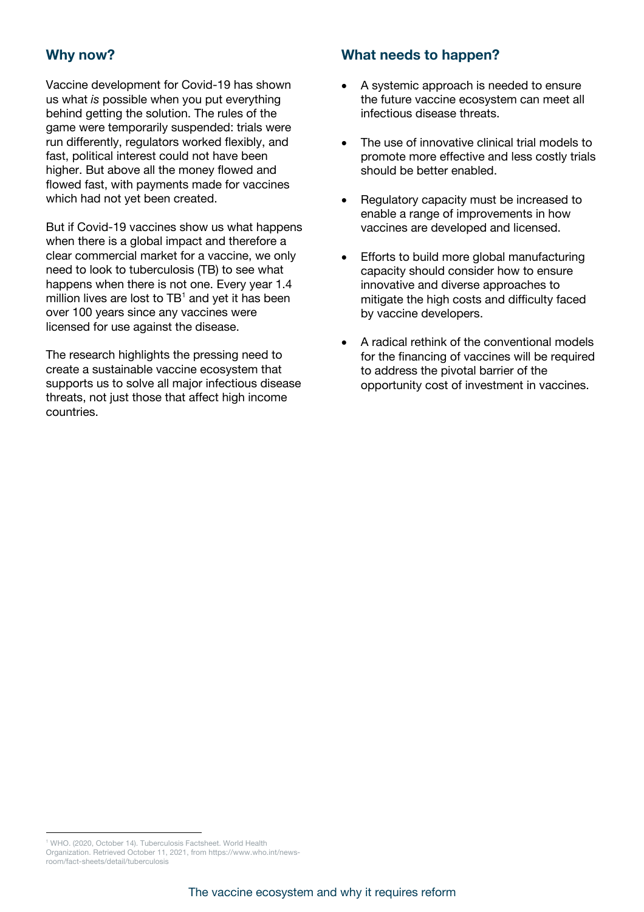## Why now?

Vaccine development for Covid-19 has shown us what *is* possible when you put everything behind getting the solution. The rules of the game were temporarily suspended: trials were run differently, regulators worked flexibly, and fast, political interest could not have been higher. But above all the money flowed and flowed fast, with payments made for vaccines which had not yet been created.

But if Covid-19 vaccines show us what happens when there is a global impact and therefore a clear commercial market for a vaccine, we only need to look to tuberculosis (TB) to see what happens when there is not one. Every year 1.4 million lives are lost to TB[1] and yet it has been over 100 years since any vaccines were licensed for use against the disease.

The research highlights the pressing need to create a sustainable vaccine ecosystem that supports us to solve all major infectious disease threats, not just those that affect high income countries.

## What needs to happen?

- A systemic approach is needed to ensure the future vaccine ecosystem can meet all infectious disease threats.
- The use of innovative clinical trial models to promote more effective and less costly trials should be better enabled.
- Regulatory capacity must be increased to enable a range of improvements in how vaccines are developed and licensed.
- Efforts to build more global manufacturing capacity should consider how to ensure innovative and diverse approaches to mitigate the high costs and difficulty faced by vaccine developers.
- A radical rethink of the conventional models for the financing of vaccines will be required to address the pivotal barrier of the opportunity cost of investment in vaccines.

[1] WHO. (2020, October 14). Tuberculosis Factsheet. World Health Organization. Retrieved October 11, 2021, from https://www.who.int/news-room/fact-sheets/detail/tuberculosis